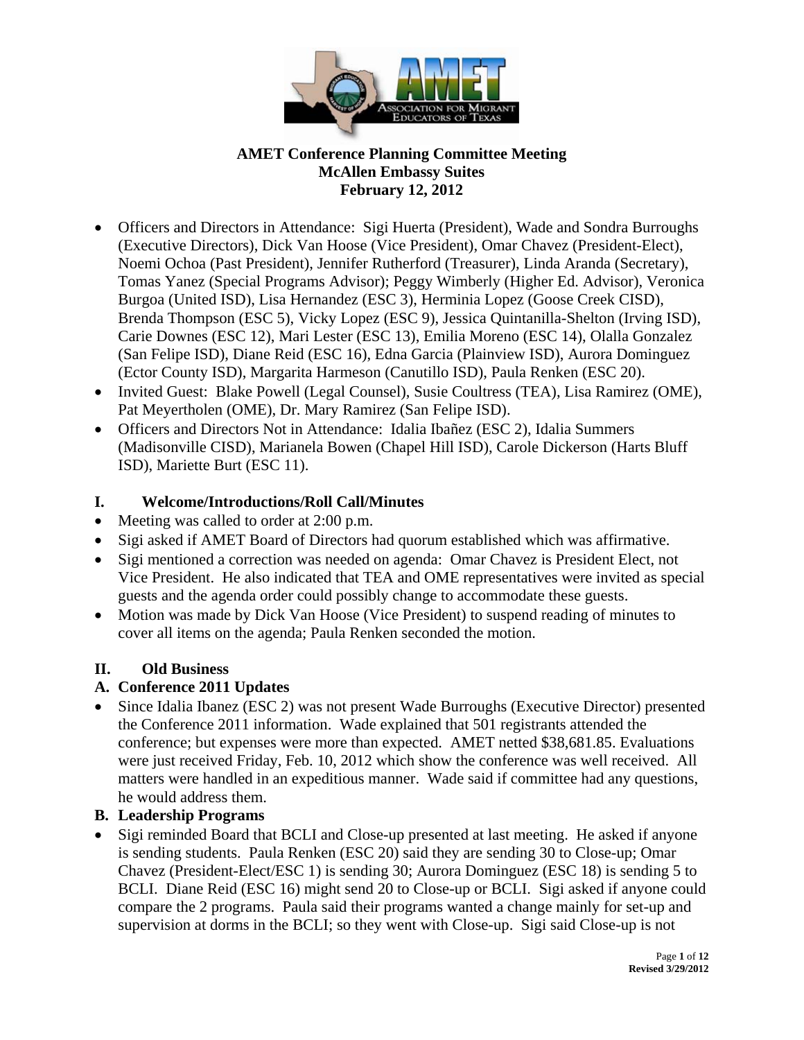**AMET Conference Planning Committee Meeting**
**McAllen Embassy Suites**
**February 12, 2012**

- Officers and Directors in Attendance: Sigi Huerta (President), Wade and Sondra Burroughs (Executive Directors), Dick Van Hoose (Vice President), Omar Chavez (President-Elect), Noemi Ochoa (Past President), Jennifer Rutherford (Treasurer), Linda Aranda (Secretary), Tomas Yanez (Special Programs Advisor); Peggy Wimberly (Higher Ed. Advisor), Veronica Burgoa (United ISD), Lisa Hernandez (ESC 3), Herminia Lopez (Goose Creek CISD), Brenda Thompson (ESC 5), Vicky Lopez (ESC 9), Jessica Quintanilla-Shelton (Irving ISD), Carie Downes (ESC 12), Mari Lester (ESC 13), Emilia Moreno (ESC 14), Olalla Gonzalez (San Felipe ISD), Diane Reid (ESC 16), Edna Garcia (Plainview ISD), Aurora Dominguez (Ector County ISD), Margarita Harmeson (Canutillo ISD), Paula Renken (ESC 20).
- Invited Guest: Blake Powell (Legal Counsel), Susie Coultress (TEA), Lisa Ramirez (OME), Pat Meyertholen (OME), Dr. Mary Ramirez (San Felipe ISD).
- Officers and Directors Not in Attendance: Idalia Ibañez (ESC 2), Idalia Summers (Madisonville CISD), Marianela Bowen (Chapel Hill ISD), Carole Dickerson (Harts Bluff ISD), Mariette Burt (ESC 11).

## I. Welcome/Introductions/Roll Call/Minutes

- Meeting was called to order at 2:00 p.m.
- Sigi asked if AMET Board of Directors had quorum established which was affirmative.
- Sigi mentioned a correction was needed on agenda: Omar Chavez is President Elect, not Vice President. He also indicated that TEA and OME representatives were invited as special guests and the agenda order could possibly change to accommodate these guests.
- Motion was made by Dick Van Hoose (Vice President) to suspend reading of minutes to cover all items on the agenda; Paula Renken seconded the motion.

## II. Old Business

### A. Conference 2011 Updates

- Since Idalia Ibanez (ESC 2) was not present Wade Burroughs (Executive Director) presented the Conference 2011 information. Wade explained that 501 registrants attended the conference; but expenses were more than expected. AMET netted $38,681.85. Evaluations were just received Friday, Feb. 10, 2012 which show the conference was well received. All matters were handled in an expeditious manner. Wade said if committee had any questions, he would address them.

### B. Leadership Programs

- Sigi reminded Board that BCLI and Close-up presented at last meeting. He asked if anyone is sending students. Paula Renken (ESC 20) said they are sending 30 to Close-up; Omar Chavez (President-Elect/ESC 1) is sending 30; Aurora Dominguez (ESC 18) is sending 5 to BCLI. Diane Reid (ESC 16) might send 20 to Close-up or BCLI. Sigi asked if anyone could compare the 2 programs. Paula said their programs wanted a change mainly for set-up and supervision at dorms in the BCLI; so they went with Close-up. Sigi said Close-up is not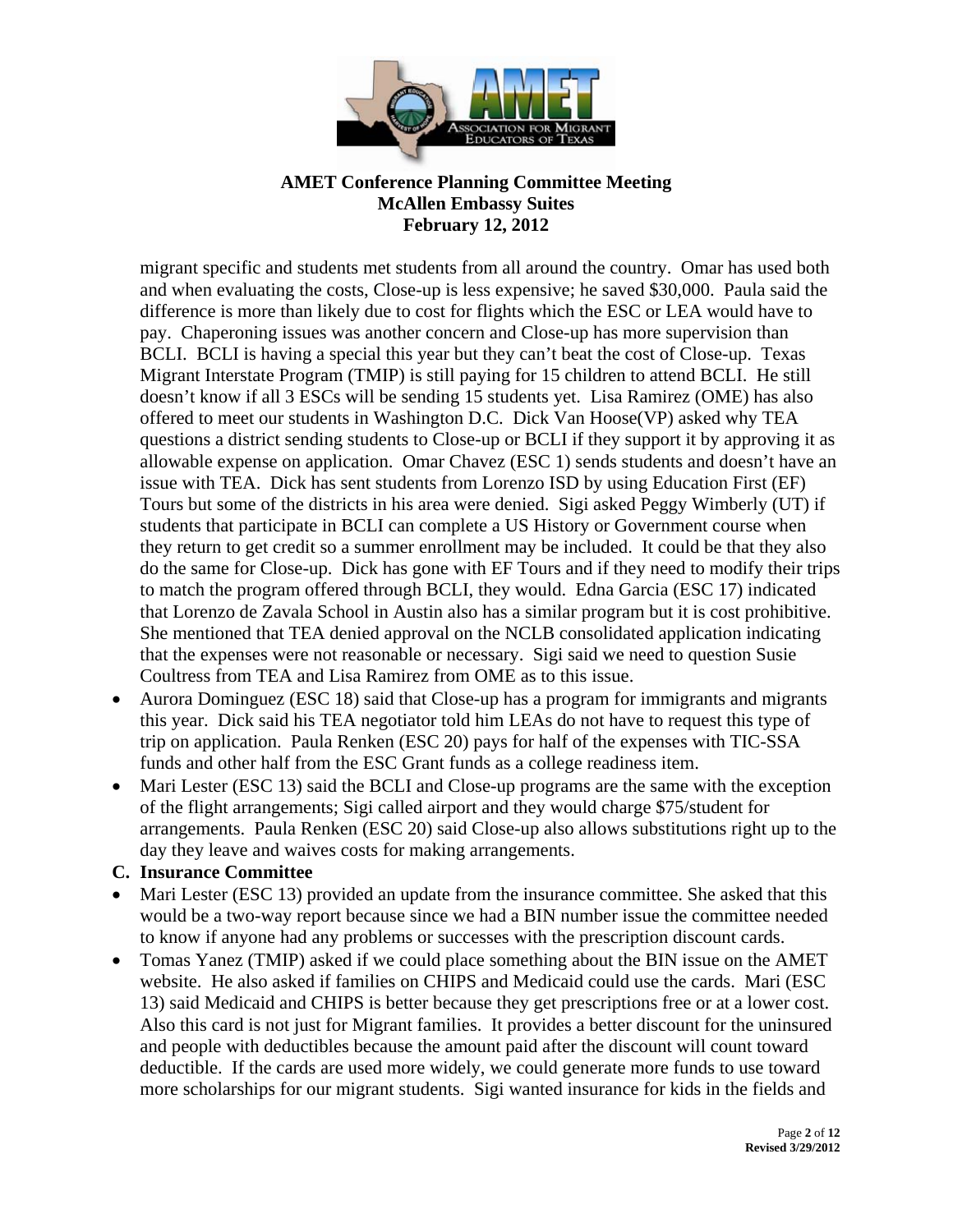migrant specific and students met students from all around the country. Omar has used both and when evaluating the costs, Close-up is less expensive; he saved $30,000. Paula said the difference is more than likely due to cost for flights which the ESC or LEA would have to pay. Chaperoning issues was another concern and Close-up has more supervision than BCLI. BCLI is having a special this year but they can't beat the cost of Close-up. Texas Migrant Interstate Program (TMIP) is still paying for 15 children to attend BCLI. He still doesn't know if all 3 ESCs will be sending 15 students yet. Lisa Ramirez (OME) has also offered to meet our students in Washington D.C. Dick Van Hoose(VP) asked why TEA questions a district sending students to Close-up or BCLI if they support it by approving it as allowable expense on application. Omar Chavez (ESC 1) sends students and doesn't have an issue with TEA. Dick has sent students from Lorenzo ISD by using Education First (EF) Tours but some of the districts in his area were denied. Sigi asked Peggy Wimberly (UT) if students that participate in BCLI can complete a US History or Government course when they return to get credit so a summer enrollment may be included. It could be that they also do the same for Close-up. Dick has gone with EF Tours and if they need to modify their trips to match the program offered through BCLI, they would. Edna Garcia (ESC 17) indicated that Lorenzo de Zavala School in Austin also has a similar program but it is cost prohibitive. She mentioned that TEA denied approval on the NCLB consolidated application indicating that the expenses were not reasonable or necessary. Sigi said we need to question Susie Coultress from TEA and Lisa Ramirez from OME as to this issue.

- Aurora Dominguez (ESC 18) said that Close-up has a program for immigrants and migrants this year. Dick said his TEA negotiator told him LEAs do not have to request this type of trip on application. Paula Renken (ESC 20) pays for half of the expenses with TIC-SSA funds and other half from the ESC Grant funds as a college readiness item.
- Mari Lester (ESC 13) said the BCLI and Close-up programs are the same with the exception of the flight arrangements; Sigi called airport and they would charge $75/student for arrangements. Paula Renken (ESC 20) said Close-up also allows substitutions right up to the day they leave and waives costs for making arrangements.

**C. Insurance Committee**

- Mari Lester (ESC 13) provided an update from the insurance committee. She asked that this would be a two-way report because since we had a BIN number issue the committee needed to know if anyone had any problems or successes with the prescription discount cards.
- Tomas Yanez (TMIP) asked if we could place something about the BIN issue on the AMET website. He also asked if families on CHIPS and Medicaid could use the cards. Mari (ESC 13) said Medicaid and CHIPS is better because they get prescriptions free or at a lower cost. Also this card is not just for Migrant families. It provides a better discount for the uninsured and people with deductibles because the amount paid after the discount will count toward deductible. If the cards are used more widely, we could generate more funds to use toward more scholarships for our migrant students. Sigi wanted insurance for kids in the fields and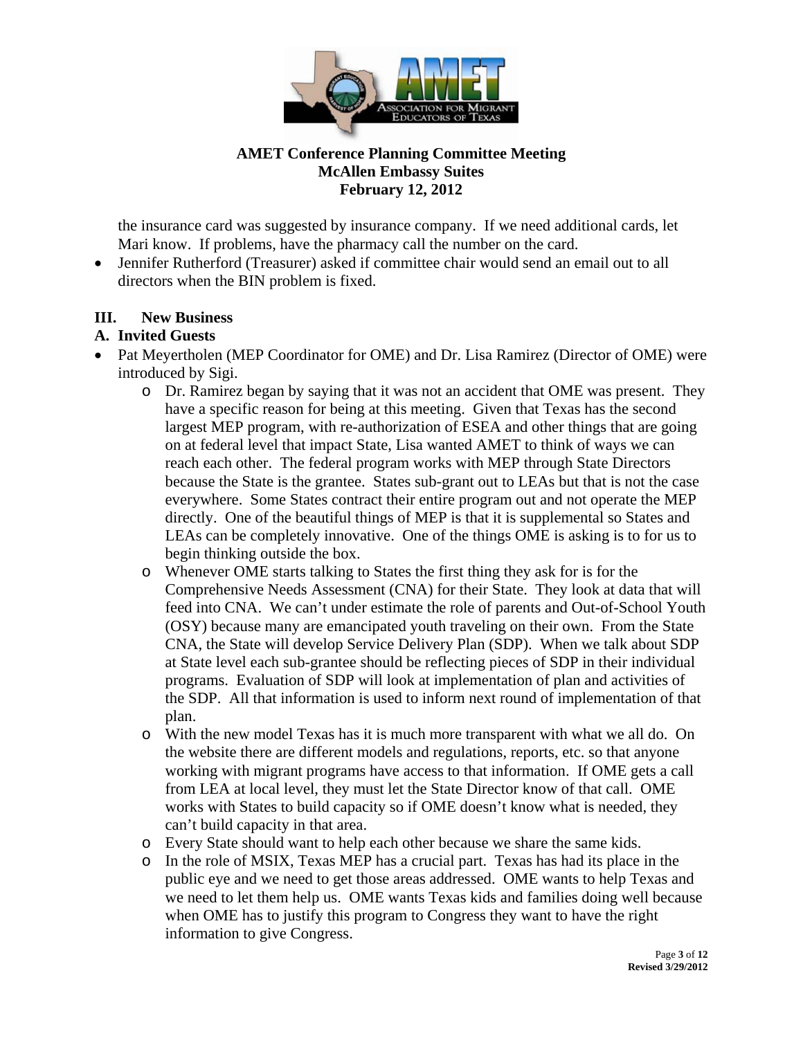the insurance card was suggested by insurance company. If we need additional cards, let Mari know. If problems, have the pharmacy call the number on the card.

- Jennifer Rutherford (Treasurer) asked if committee chair would send an email out to all directors when the BIN problem is fixed.

## III. New Business

### A. Invited Guests

- Pat Meyertholen (MEP Coordinator for OME) and Dr. Lisa Ramirez (Director of OME) were introduced by Sigi.
  - Dr. Ramirez began by saying that it was not an accident that OME was present. They have a specific reason for being at this meeting. Given that Texas has the second largest MEP program, with re-authorization of ESEA and other things that are going on at federal level that impact State, Lisa wanted AMET to think of ways we can reach each other. The federal program works with MEP through State Directors because the State is the grantee. States sub-grant out to LEAs but that is not the case everywhere. Some States contract their entire program out and not operate the MEP directly. One of the beautiful things of MEP is that it is supplemental so States and LEAs can be completely innovative. One of the things OME is asking is to for us to begin thinking outside the box.
  - Whenever OME starts talking to States the first thing they ask for is for the Comprehensive Needs Assessment (CNA) for their State. They look at data that will feed into CNA. We can't under estimate the role of parents and Out-of-School Youth (OSY) because many are emancipated youth traveling on their own. From the State CNA, the State will develop Service Delivery Plan (SDP). When we talk about SDP at State level each sub-grantee should be reflecting pieces of SDP in their individual programs. Evaluation of SDP will look at implementation of plan and activities of the SDP. All that information is used to inform next round of implementation of that plan.
  - With the new model Texas has it is much more transparent with what we all do. On the website there are different models and regulations, reports, etc. so that anyone working with migrant programs have access to that information. If OME gets a call from LEA at local level, they must let the State Director know of that call. OME works with States to build capacity so if OME doesn't know what is needed, they can't build capacity in that area.
  - Every State should want to help each other because we share the same kids.
  - In the role of MSIX, Texas MEP has a crucial part. Texas has had its place in the public eye and we need to get those areas addressed. OME wants to help Texas and we need to let them help us. OME wants Texas kids and families doing well because when OME has to justify this program to Congress they want to have the right information to give Congress.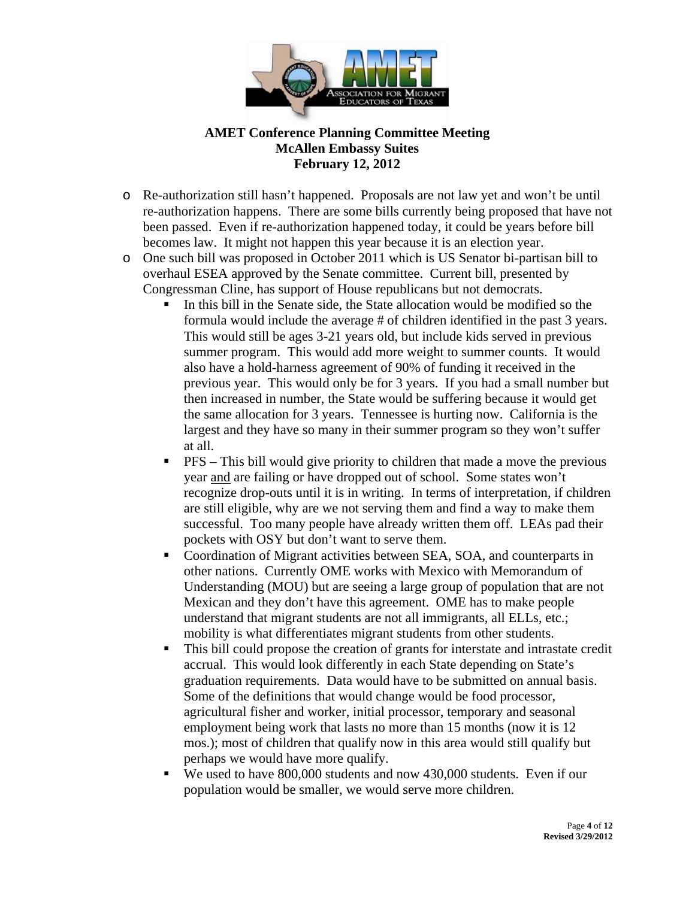**AMET Conference Planning Committee Meeting**
**McAllen Embassy Suites**
**February 12, 2012**

- Re-authorization still hasn't happened. Proposals are not law yet and won't be until re-authorization happens. There are some bills currently being proposed that have not been passed. Even if re-authorization happened today, it could be years before bill becomes law. It might not happen this year because it is an election year.
- One such bill was proposed in October 2011 which is US Senator bi-partisan bill to overhaul ESEA approved by the Senate committee. Current bill, presented by Congressman Cline, has support of House republicans but not democrats.
  - In this bill in the Senate side, the State allocation would be modified so the formula would include the average # of children identified in the past 3 years. This would still be ages 3-21 years old, but include kids served in previous summer program. This would add more weight to summer counts. It would also have a hold-harness agreement of 90% of funding it received in the previous year. This would only be for 3 years. If you had a small number but then increased in number, the State would be suffering because it would get the same allocation for 3 years. Tennessee is hurting now. California is the largest and they have so many in their summer program so they won't suffer at all.
  - PFS – This bill would give priority to children that made a move the previous year <u>and</u> are failing or have dropped out of school. Some states won't recognize drop-outs until it is in writing. In terms of interpretation, if children are still eligible, why are we not serving them and find a way to make them successful. Too many people have already written them off. LEAs pad their pockets with OSY but don't want to serve them.
  - Coordination of Migrant activities between SEA, SOA, and counterparts in other nations. Currently OME works with Mexico with Memorandum of Understanding (MOU) but are seeing a large group of population that are not Mexican and they don't have this agreement. OME has to make people understand that migrant students are not all immigrants, all ELLs, etc.; mobility is what differentiates migrant students from other students.
  - This bill could propose the creation of grants for interstate and intrastate credit accrual. This would look differently in each State depending on State's graduation requirements. Data would have to be submitted on annual basis. Some of the definitions that would change would be food processor, agricultural fisher and worker, initial processor, temporary and seasonal employment being work that lasts no more than 15 months (now it is 12 mos.); most of children that qualify now in this area would still qualify but perhaps we would have more qualify.
  - We used to have 800,000 students and now 430,000 students. Even if our population would be smaller, we would serve more children.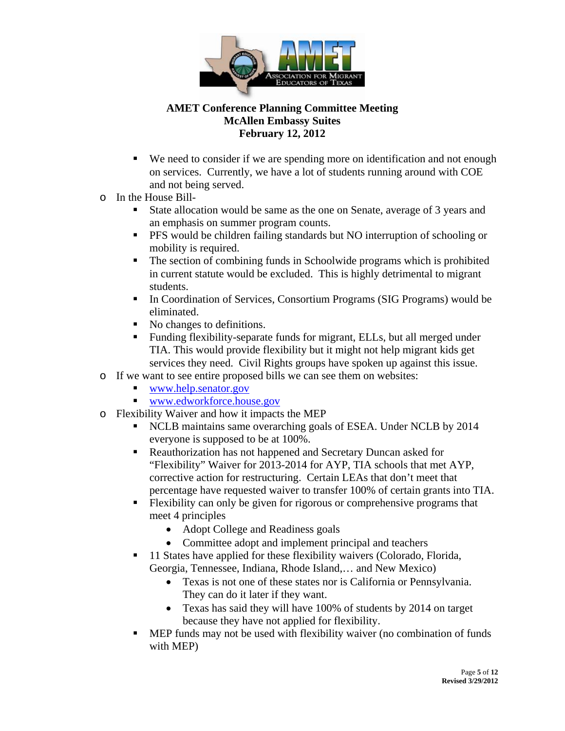**AMET Conference Planning Committee Meeting**
**McAllen Embassy Suites**
**February 12, 2012**

- We need to consider if we are spending more on identification and not enough on services. Currently, we have a lot of students running around with COE and not being served.

- In the House Bill-
  - State allocation would be same as the one on Senate, average of 3 years and an emphasis on summer program counts.
  - PFS would be children failing standards but NO interruption of schooling or mobility is required.
  - The section of combining funds in Schoolwide programs which is prohibited in current statute would be excluded. This is highly detrimental to migrant students.
  - In Coordination of Services, Consortium Programs (SIG Programs) would be eliminated.
  - No changes to definitions.
  - Funding flexibility-separate funds for migrant, ELLs, but all merged under TIA. This would provide flexibility but it might not help migrant kids get services they need. Civil Rights groups have spoken up against this issue.
- If we want to see entire proposed bills we can see them on websites:
  - www.help.senator.gov
  - www.edworkforce.house.gov
- Flexibility Waiver and how it impacts the MEP
  - NCLB maintains same overarching goals of ESEA. Under NCLB by 2014 everyone is supposed to be at 100%.
  - Reauthorization has not happened and Secretary Duncan asked for "Flexibility" Waiver for 2013-2014 for AYP, TIA schools that met AYP, corrective action for restructuring. Certain LEAs that don't meet that percentage have requested waiver to transfer 100% of certain grants into TIA.
  - Flexibility can only be given for rigorous or comprehensive programs that meet 4 principles
    - Adopt College and Readiness goals
    - Committee adopt and implement principal and teachers
  - 11 States have applied for these flexibility waivers (Colorado, Florida, Georgia, Tennessee, Indiana, Rhode Island,… and New Mexico)
    - Texas is not one of these states nor is California or Pennsylvania. They can do it later if they want.
    - Texas has said they will have 100% of students by 2014 on target because they have not applied for flexibility.
  - MEP funds may not be used with flexibility waiver (no combination of funds with MEP)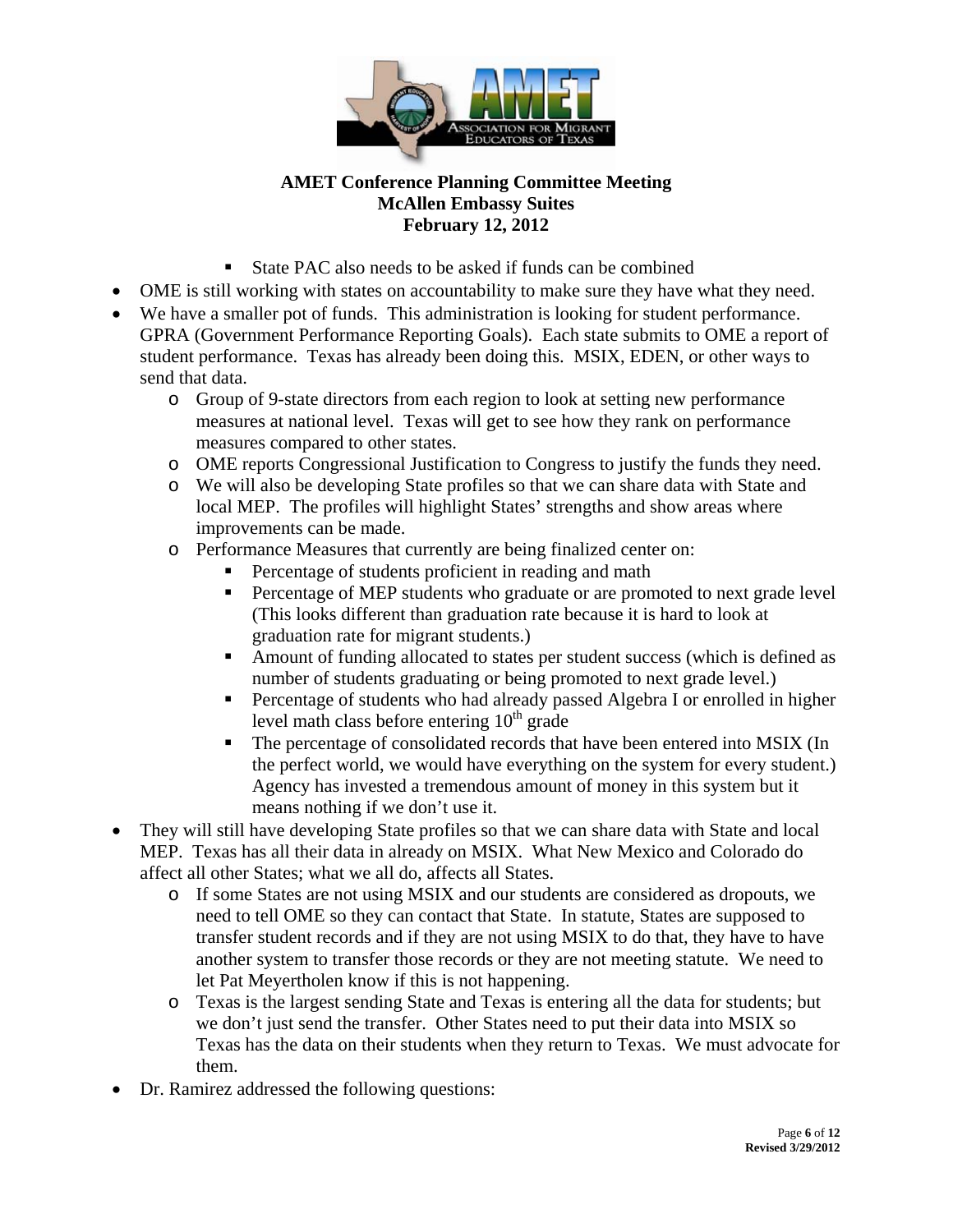**AMET Conference Planning Committee Meeting**
**McAllen Embassy Suites**
**February 12, 2012**

        - State PAC also needs to be asked if funds can be combined
- OME is still working with states on accountability to make sure they have what they need.
- We have a smaller pot of funds. This administration is looking for student performance. GPRA (Government Performance Reporting Goals). Each state submits to OME a report of student performance. Texas has already been doing this. MSIX, EDEN, or other ways to send that data.
    - Group of 9-state directors from each region to look at setting new performance measures at national level. Texas will get to see how they rank on performance measures compared to other states.
    - OME reports Congressional Justification to Congress to justify the funds they need.
    - We will also be developing State profiles so that we can share data with State and local MEP. The profiles will highlight States' strengths and show areas where improvements can be made.
    - Performance Measures that currently are being finalized center on:
        - Percentage of students proficient in reading and math
        - Percentage of MEP students who graduate or are promoted to next grade level (This looks different than graduation rate because it is hard to look at graduation rate for migrant students.)
        - Amount of funding allocated to states per student success (which is defined as number of students graduating or being promoted to next grade level.)
        - Percentage of students who had already passed Algebra I or enrolled in higher level math class before entering 10th grade
        - The percentage of consolidated records that have been entered into MSIX (In the perfect world, we would have everything on the system for every student.) Agency has invested a tremendous amount of money in this system but it means nothing if we don't use it.
- They will still have developing State profiles so that we can share data with State and local MEP. Texas has all their data in already on MSIX. What New Mexico and Colorado do affect all other States; what we all do, affects all States.
    - If some States are not using MSIX and our students are considered as dropouts, we need to tell OME so they can contact that State. In statute, States are supposed to transfer student records and if they are not using MSIX to do that, they have to have another system to transfer those records or they are not meeting statute. We need to let Pat Meyertholen know if this is not happening.
    - Texas is the largest sending State and Texas is entering all the data for students; but we don't just send the transfer. Other States need to put their data into MSIX so Texas has the data on their students when they return to Texas. We must advocate for them.
- Dr. Ramirez addressed the following questions: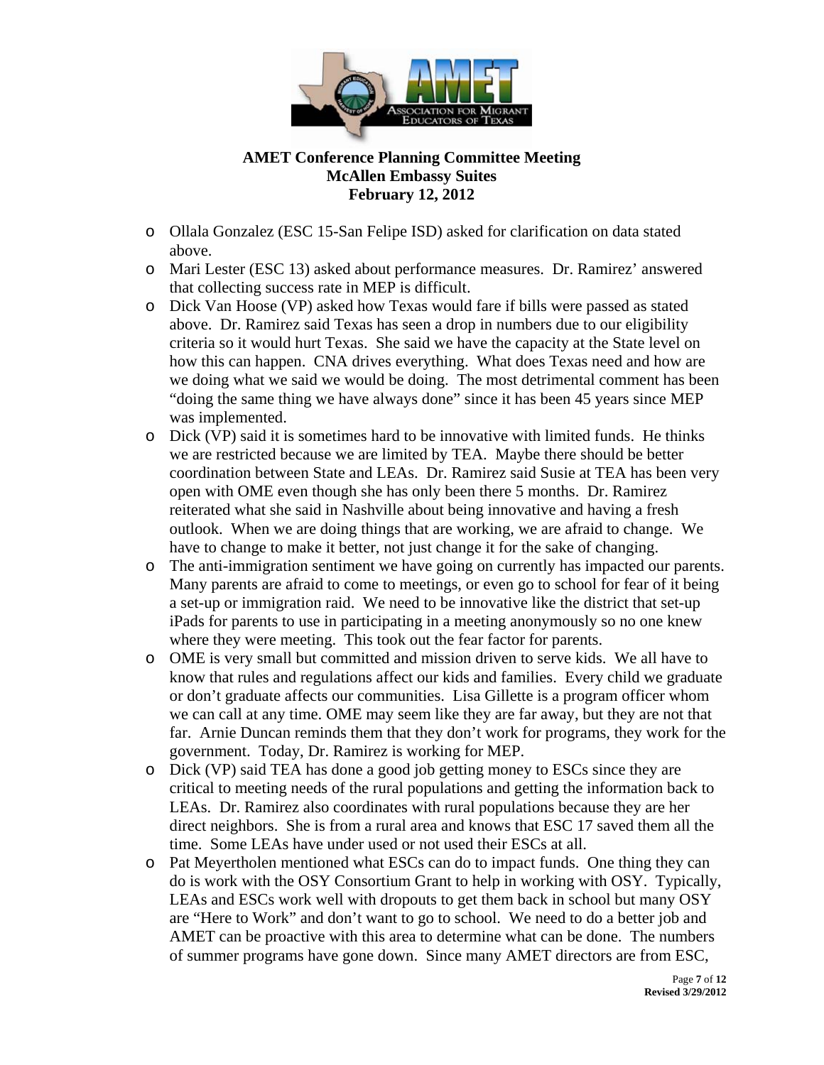- Ollala Gonzalez (ESC 15-San Felipe ISD) asked for clarification on data stated above.
- Mari Lester (ESC 13) asked about performance measures. Dr. Ramirez' answered that collecting success rate in MEP is difficult.
- Dick Van Hoose (VP) asked how Texas would fare if bills were passed as stated above. Dr. Ramirez said Texas has seen a drop in numbers due to our eligibility criteria so it would hurt Texas. She said we have the capacity at the State level on how this can happen. CNA drives everything. What does Texas need and how are we doing what we said we would be doing. The most detrimental comment has been "doing the same thing we have always done" since it has been 45 years since MEP was implemented.
- Dick (VP) said it is sometimes hard to be innovative with limited funds. He thinks we are restricted because we are limited by TEA. Maybe there should be better coordination between State and LEAs. Dr. Ramirez said Susie at TEA has been very open with OME even though she has only been there 5 months. Dr. Ramirez reiterated what she said in Nashville about being innovative and having a fresh outlook. When we are doing things that are working, we are afraid to change. We have to change to make it better, not just change it for the sake of changing.
- The anti-immigration sentiment we have going on currently has impacted our parents. Many parents are afraid to come to meetings, or even go to school for fear of it being a set-up or immigration raid. We need to be innovative like the district that set-up iPads for parents to use in participating in a meeting anonymously so no one knew where they were meeting. This took out the fear factor for parents.
- OME is very small but committed and mission driven to serve kids. We all have to know that rules and regulations affect our kids and families. Every child we graduate or don't graduate affects our communities. Lisa Gillette is a program officer whom we can call at any time. OME may seem like they are far away, but they are not that far. Arnie Duncan reminds them that they don't work for programs, they work for the government. Today, Dr. Ramirez is working for MEP.
- Dick (VP) said TEA has done a good job getting money to ESCs since they are critical to meeting needs of the rural populations and getting the information back to LEAs. Dr. Ramirez also coordinates with rural populations because they are her direct neighbors. She is from a rural area and knows that ESC 17 saved them all the time. Some LEAs have under used or not used their ESCs at all.
- Pat Meyertholen mentioned what ESCs can do to impact funds. One thing they can do is work with the OSY Consortium Grant to help in working with OSY. Typically, LEAs and ESCs work well with dropouts to get them back in school but many OSY are "Here to Work" and don't want to go to school. We need to do a better job and AMET can be proactive with this area to determine what can be done. The numbers of summer programs have gone down. Since many AMET directors are from ESC,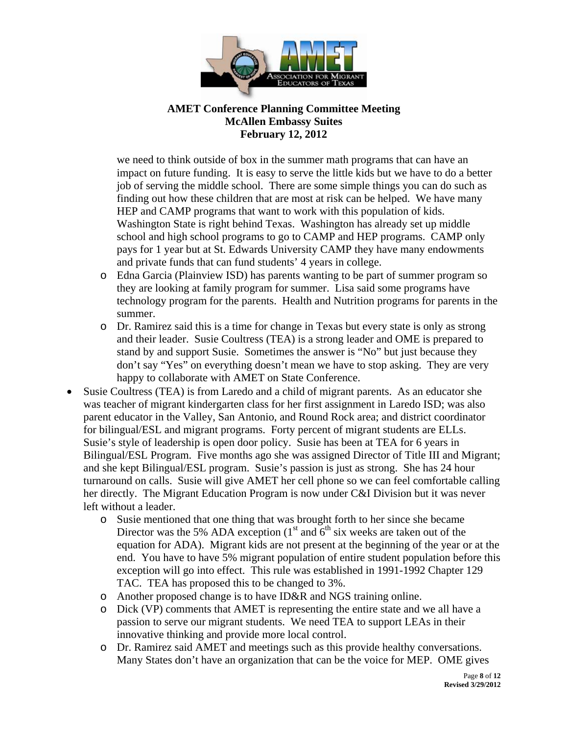we need to think outside of box in the summer math programs that can have an impact on future funding. It is easy to serve the little kids but we have to do a better job of serving the middle school. There are some simple things you can do such as finding out how these children that are most at risk can be helped. We have many HEP and CAMP programs that want to work with this population of kids. Washington State is right behind Texas. Washington has already set up middle school and high school programs to go to CAMP and HEP programs. CAMP only pays for 1 year but at St. Edwards University CAMP they have many endowments and private funds that can fund students' 4 years in college.

  - Edna Garcia (Plainview ISD) has parents wanting to be part of summer program so they are looking at family program for summer. Lisa said some programs have technology program for the parents. Health and Nutrition programs for parents in the summer.
  - Dr. Ramirez said this is a time for change in Texas but every state is only as strong and their leader. Susie Coultress (TEA) is a strong leader and OME is prepared to stand by and support Susie. Sometimes the answer is "No" but just because they don't say "Yes" on everything doesn't mean we have to stop asking. They are very happy to collaborate with AMET on State Conference.

- Susie Coultress (TEA) is from Laredo and a child of migrant parents. As an educator she was teacher of migrant kindergarten class for her first assignment in Laredo ISD; was also parent educator in the Valley, San Antonio, and Round Rock area; and district coordinator for bilingual/ESL and migrant programs. Forty percent of migrant students are ELLs. Susie's style of leadership is open door policy. Susie has been at TEA for 6 years in Bilingual/ESL Program. Five months ago she was assigned Director of Title III and Migrant; and she kept Bilingual/ESL program. Susie's passion is just as strong. She has 24 hour turnaround on calls. Susie will give AMET her cell phone so we can feel comfortable calling her directly. The Migrant Education Program is now under C&I Division but it was never left without a leader.
  - Susie mentioned that one thing that was brought forth to her since she became Director was the 5% ADA exception (1st and 6th six weeks are taken out of the equation for ADA). Migrant kids are not present at the beginning of the year or at the end. You have to have 5% migrant population of entire student population before this exception will go into effect. This rule was established in 1991-1992 Chapter 129 TAC. TEA has proposed this to be changed to 3%.
  - Another proposed change is to have ID&R and NGS training online.
  - Dick (VP) comments that AMET is representing the entire state and we all have a passion to serve our migrant students. We need TEA to support LEAs in their innovative thinking and provide more local control.
  - Dr. Ramirez said AMET and meetings such as this provide healthy conversations. Many States don't have an organization that can be the voice for MEP. OME gives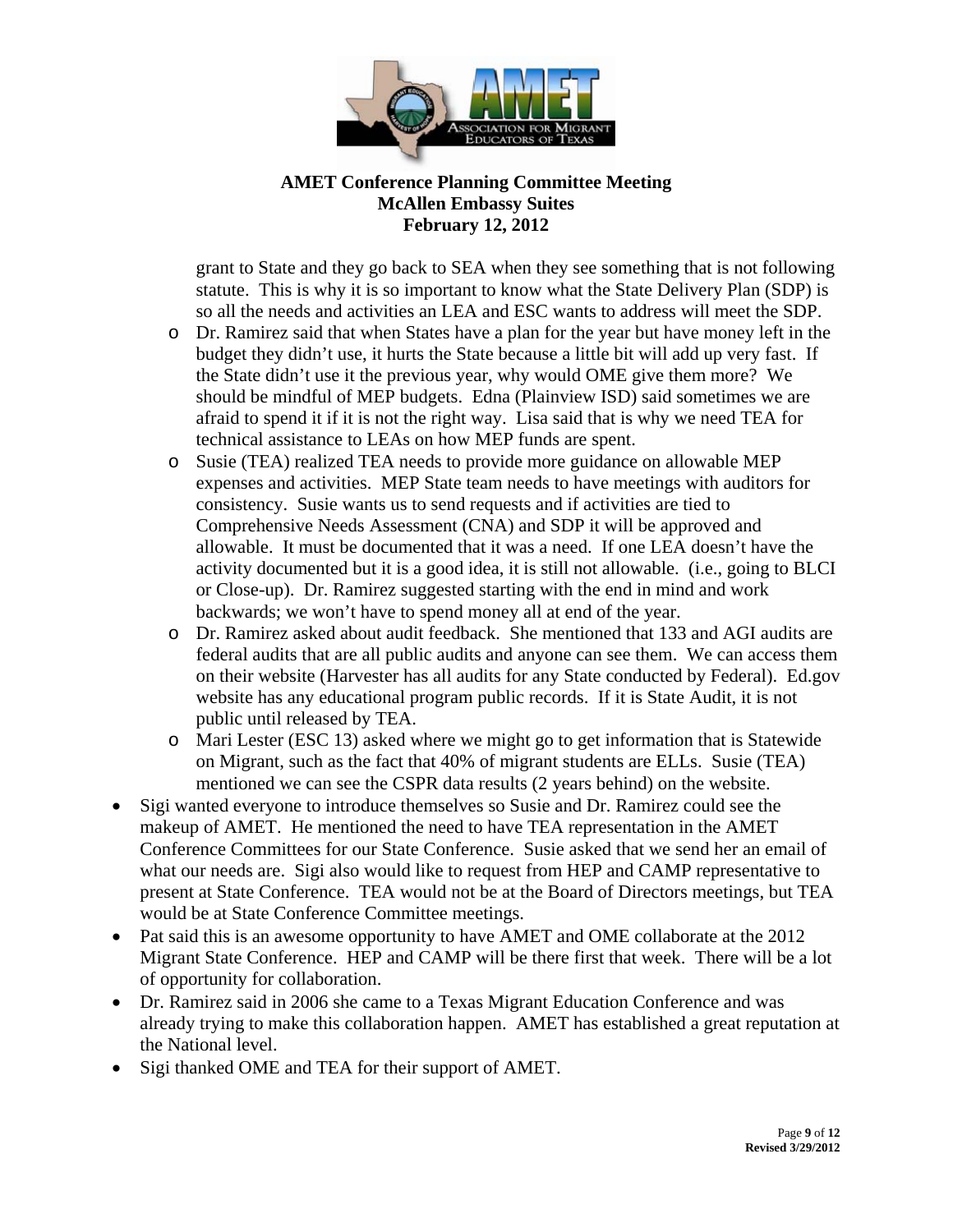**AMET Conference Planning Committee Meeting**
**McAllen Embassy Suites**
**February 12, 2012**

grant to State and they go back to SEA when they see something that is not following statute. This is why it is so important to know what the State Delivery Plan (SDP) is so all the needs and activities an LEA and ESC wants to address will meet the SDP.

- Dr. Ramirez said that when States have a plan for the year but have money left in the budget they didn't use, it hurts the State because a little bit will add up very fast. If the State didn't use it the previous year, why would OME give them more? We should be mindful of MEP budgets. Edna (Plainview ISD) said sometimes we are afraid to spend it if it is not the right way. Lisa said that is why we need TEA for technical assistance to LEAs on how MEP funds are spent.
- Susie (TEA) realized TEA needs to provide more guidance on allowable MEP expenses and activities. MEP State team needs to have meetings with auditors for consistency. Susie wants us to send requests and if activities are tied to Comprehensive Needs Assessment (CNA) and SDP it will be approved and allowable. It must be documented that it was a need. If one LEA doesn't have the activity documented but it is a good idea, it is still not allowable. (i.e., going to BLCI or Close-up). Dr. Ramirez suggested starting with the end in mind and work backwards; we won't have to spend money all at end of the year.
- Dr. Ramirez asked about audit feedback. She mentioned that 133 and AGI audits are federal audits that are all public audits and anyone can see them. We can access them on their website (Harvester has all audits for any State conducted by Federal). Ed.gov website has any educational program public records. If it is State Audit, it is not public until released by TEA.
- Mari Lester (ESC 13) asked where we might go to get information that is Statewide on Migrant, such as the fact that 40% of migrant students are ELLs. Susie (TEA) mentioned we can see the CSPR data results (2 years behind) on the website.

- Sigi wanted everyone to introduce themselves so Susie and Dr. Ramirez could see the makeup of AMET. He mentioned the need to have TEA representation in the AMET Conference Committees for our State Conference. Susie asked that we send her an email of what our needs are. Sigi also would like to request from HEP and CAMP representative to present at State Conference. TEA would not be at the Board of Directors meetings, but TEA would be at State Conference Committee meetings.
- Pat said this is an awesome opportunity to have AMET and OME collaborate at the 2012 Migrant State Conference. HEP and CAMP will be there first that week. There will be a lot of opportunity for collaboration.
- Dr. Ramirez said in 2006 she came to a Texas Migrant Education Conference and was already trying to make this collaboration happen. AMET has established a great reputation at the National level.
- Sigi thanked OME and TEA for their support of AMET.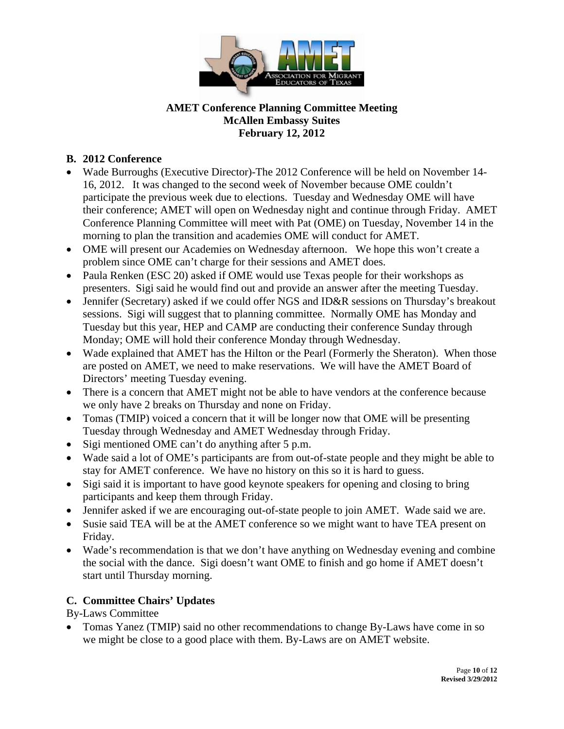**AMET Conference Planning Committee Meeting**
**McAllen Embassy Suites**
**February 12, 2012**

## B. 2012 Conference

- Wade Burroughs (Executive Director)-The 2012 Conference will be held on November 14-16, 2012. It was changed to the second week of November because OME couldn't participate the previous week due to elections. Tuesday and Wednesday OME will have their conference; AMET will open on Wednesday night and continue through Friday. AMET Conference Planning Committee will meet with Pat (OME) on Tuesday, November 14 in the morning to plan the transition and academies OME will conduct for AMET.
- OME will present our Academies on Wednesday afternoon. We hope this won't create a problem since OME can't charge for their sessions and AMET does.
- Paula Renken (ESC 20) asked if OME would use Texas people for their workshops as presenters. Sigi said he would find out and provide an answer after the meeting Tuesday.
- Jennifer (Secretary) asked if we could offer NGS and ID&R sessions on Thursday's breakout sessions. Sigi will suggest that to planning committee. Normally OME has Monday and Tuesday but this year, HEP and CAMP are conducting their conference Sunday through Monday; OME will hold their conference Monday through Wednesday.
- Wade explained that AMET has the Hilton or the Pearl (Formerly the Sheraton). When those are posted on AMET, we need to make reservations. We will have the AMET Board of Directors' meeting Tuesday evening.
- There is a concern that AMET might not be able to have vendors at the conference because we only have 2 breaks on Thursday and none on Friday.
- Tomas (TMIP) voiced a concern that it will be longer now that OME will be presenting Tuesday through Wednesday and AMET Wednesday through Friday.
- Sigi mentioned OME can't do anything after 5 p.m.
- Wade said a lot of OME's participants are from out-of-state people and they might be able to stay for AMET conference. We have no history on this so it is hard to guess.
- Sigi said it is important to have good keynote speakers for opening and closing to bring participants and keep them through Friday.
- Jennifer asked if we are encouraging out-of-state people to join AMET. Wade said we are.
- Susie said TEA will be at the AMET conference so we might want to have TEA present on Friday.
- Wade's recommendation is that we don't have anything on Wednesday evening and combine the social with the dance. Sigi doesn't want OME to finish and go home if AMET doesn't start until Thursday morning.

## C. Committee Chairs' Updates

By-Laws Committee

- Tomas Yanez (TMIP) said no other recommendations to change By-Laws have come in so we might be close to a good place with them. By-Laws are on AMET website.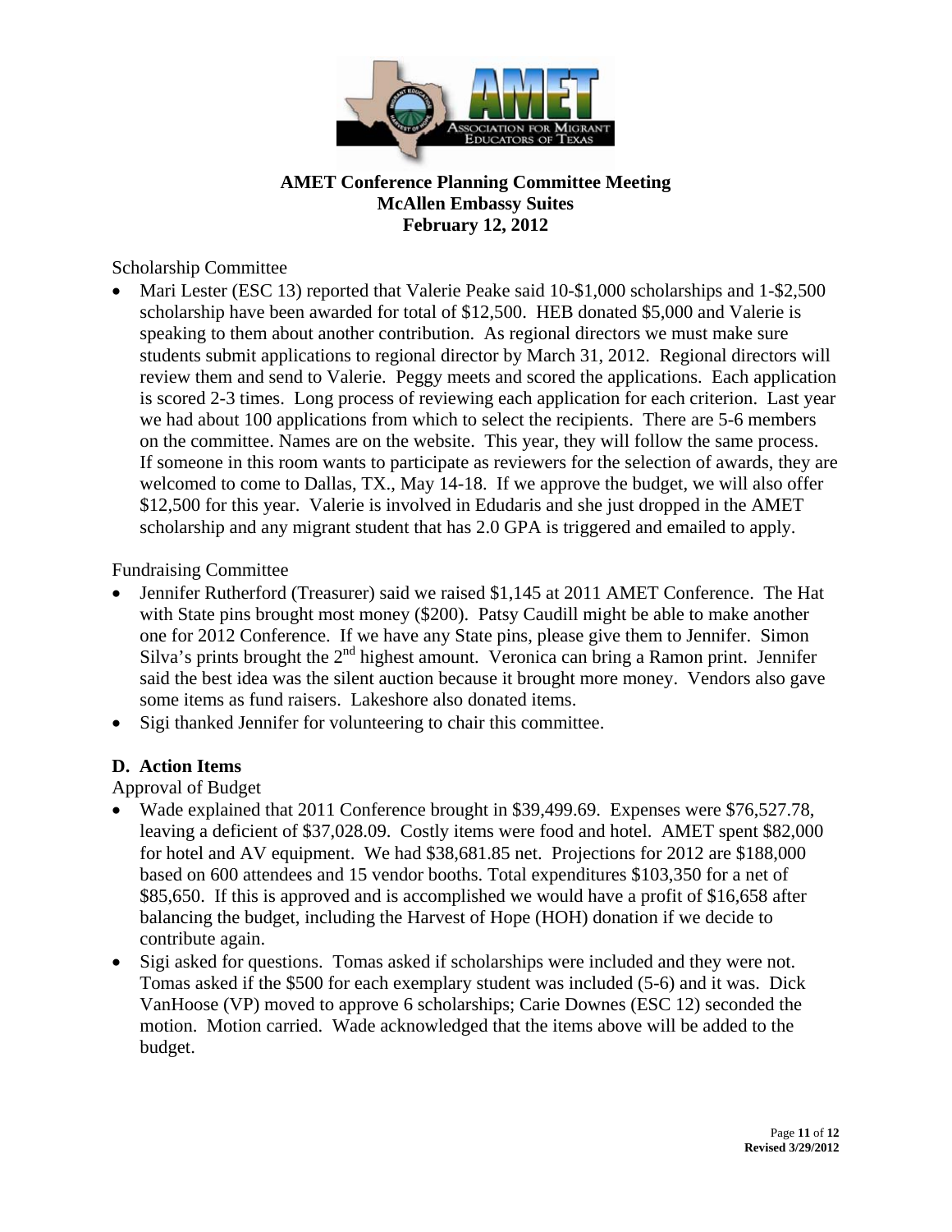**AMET Conference Planning Committee Meeting**
**McAllen Embassy Suites**
**February 12, 2012**

Scholarship Committee

- Mari Lester (ESC 13) reported that Valerie Peake said 10-$1,000 scholarships and 1-$2,500 scholarship have been awarded for total of $12,500. HEB donated $5,000 and Valerie is speaking to them about another contribution. As regional directors we must make sure students submit applications to regional director by March 31, 2012. Regional directors will review them and send to Valerie. Peggy meets and scored the applications. Each application is scored 2-3 times. Long process of reviewing each application for each criterion. Last year we had about 100 applications from which to select the recipients. There are 5-6 members on the committee. Names are on the website. This year, they will follow the same process. If someone in this room wants to participate as reviewers for the selection of awards, they are welcomed to come to Dallas, TX., May 14-18. If we approve the budget, we will also offer $12,500 for this year. Valerie is involved in Edudaris and she just dropped in the AMET scholarship and any migrant student that has 2.0 GPA is triggered and emailed to apply.

Fundraising Committee

- Jennifer Rutherford (Treasurer) said we raised $1,145 at 2011 AMET Conference. The Hat with State pins brought most money ($200). Patsy Caudill might be able to make another one for 2012 Conference. If we have any State pins, please give them to Jennifer. Simon Silva's prints brought the 2nd highest amount. Veronica can bring a Ramon print. Jennifer said the best idea was the silent auction because it brought more money. Vendors also gave some items as fund raisers. Lakeshore also donated items.
- Sigi thanked Jennifer for volunteering to chair this committee.

**D. Action Items**

Approval of Budget

- Wade explained that 2011 Conference brought in $39,499.69. Expenses were $76,527.78, leaving a deficient of $37,028.09. Costly items were food and hotel. AMET spent $82,000 for hotel and AV equipment. We had $38,681.85 net. Projections for 2012 are $188,000 based on 600 attendees and 15 vendor booths. Total expenditures $103,350 for a net of $85,650. If this is approved and is accomplished we would have a profit of $16,658 after balancing the budget, including the Harvest of Hope (HOH) donation if we decide to contribute again.
- Sigi asked for questions. Tomas asked if scholarships were included and they were not. Tomas asked if the $500 for each exemplary student was included (5-6) and it was. Dick VanHoose (VP) moved to approve 6 scholarships; Carie Downes (ESC 12) seconded the motion. Motion carried. Wade acknowledged that the items above will be added to the budget.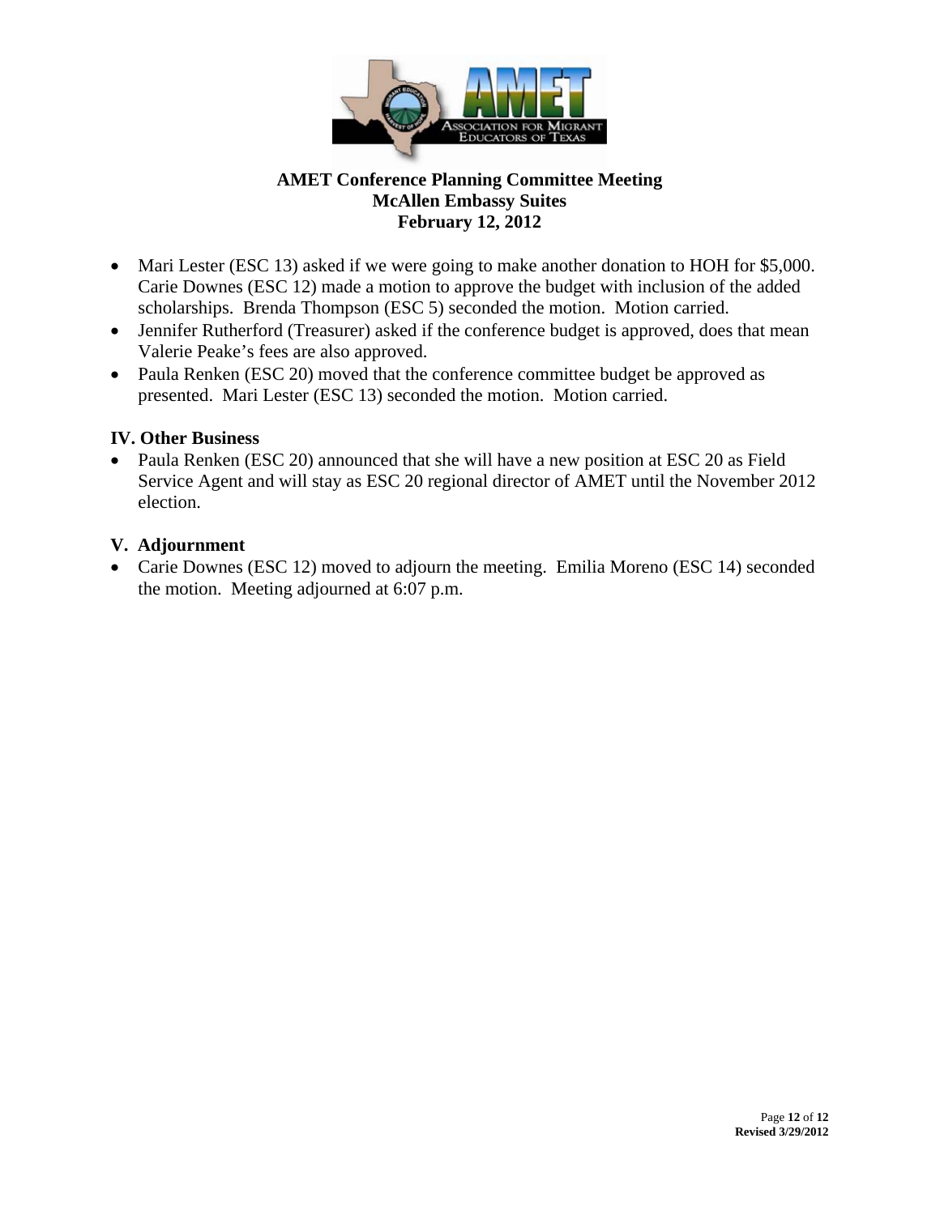**AMET Conference Planning Committee Meeting**
**McAllen Embassy Suites**
**February 12, 2012**

- Mari Lester (ESC 13) asked if we were going to make another donation to HOH for $5,000. Carie Downes (ESC 12) made a motion to approve the budget with inclusion of the added scholarships. Brenda Thompson (ESC 5) seconded the motion. Motion carried.
- Jennifer Rutherford (Treasurer) asked if the conference budget is approved, does that mean Valerie Peake's fees are also approved.
- Paula Renken (ESC 20) moved that the conference committee budget be approved as presented. Mari Lester (ESC 13) seconded the motion. Motion carried.

## IV. Other Business

- Paula Renken (ESC 20) announced that she will have a new position at ESC 20 as Field Service Agent and will stay as ESC 20 regional director of AMET until the November 2012 election.

## V. Adjournment

- Carie Downes (ESC 12) moved to adjourn the meeting. Emilia Moreno (ESC 14) seconded the motion. Meeting adjourned at 6:07 p.m.

Revised 3/29/2012